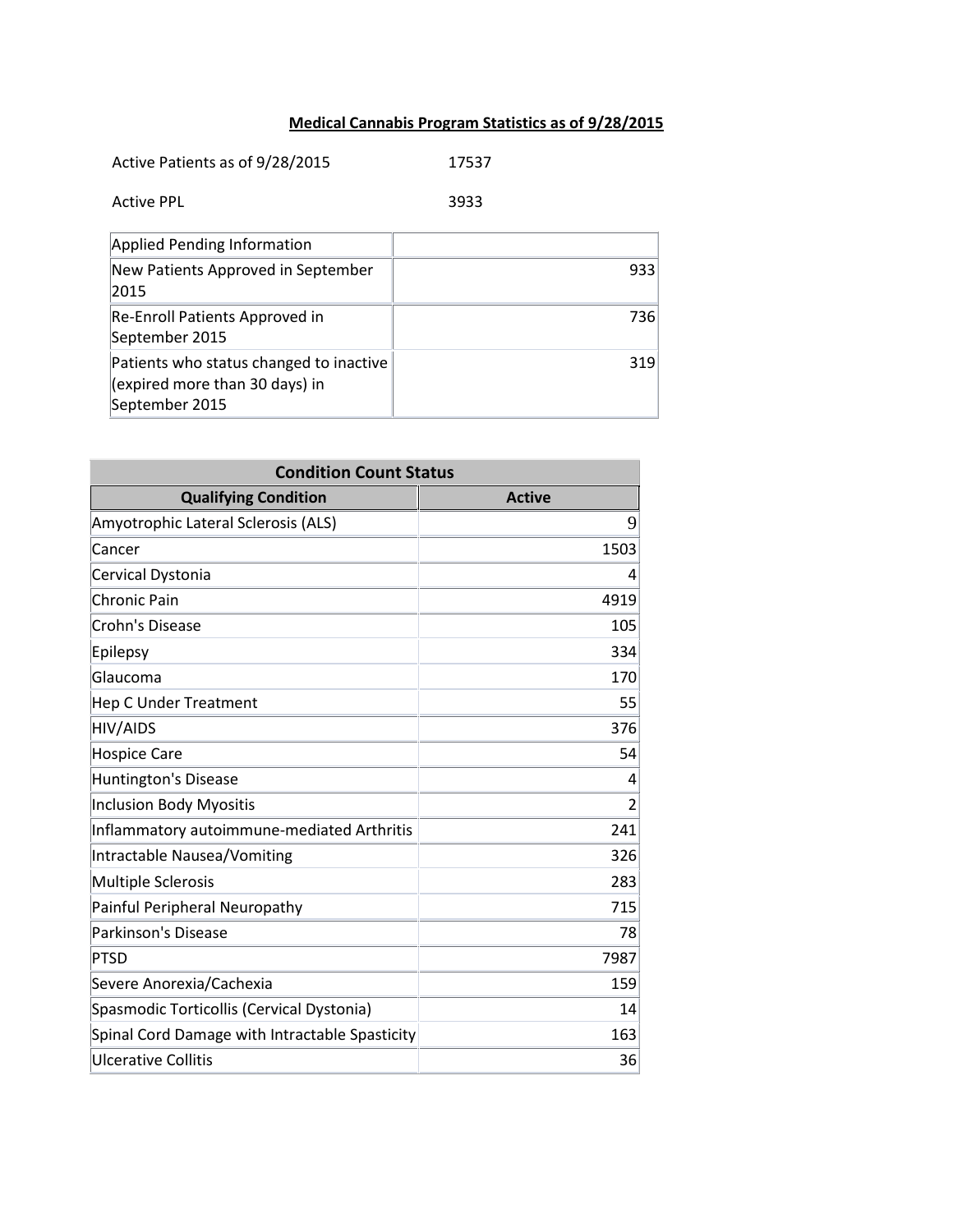# Medical Cannabis Program Statistics as of 9/28/2015

Active Patients as of 9/28/2015 17537

Active PPL 3933

| Applied Pending Information | |
|---|---|
| New Patients Approved in September 2015 | 933 |
| Re-Enroll Patients Approved in September 2015 | 736 |
| Patients who status changed to inactive (expired more than 30 days) in September 2015 | 319 |

| Condition Count Status | |
|---|---|
| **Qualifying Condition** | **Active** |
| Amyotrophic Lateral Sclerosis (ALS) | 9 |
| Cancer | 1503 |
| Cervical Dystonia | 4 |
| Chronic Pain | 4919 |
| Crohn's Disease | 105 |
| Epilepsy | 334 |
| Glaucoma | 170 |
| Hep C Under Treatment | 55 |
| HIV/AIDS | 376 |
| Hospice Care | 54 |
| Huntington's Disease | 4 |
| Inclusion Body Myositis | 2 |
| Inflammatory autoimmune-mediated Arthritis | 241 |
| Intractable Nausea/Vomiting | 326 |
| Multiple Sclerosis | 283 |
| Painful Peripheral Neuropathy | 715 |
| Parkinson's Disease | 78 |
| PTSD | 7987 |
| Severe Anorexia/Cachexia | 159 |
| Spasmodic Torticollis (Cervical Dystonia) | 14 |
| Spinal Cord Damage with Intractable Spasticity | 163 |
| Ulcerative Collitis | 36 |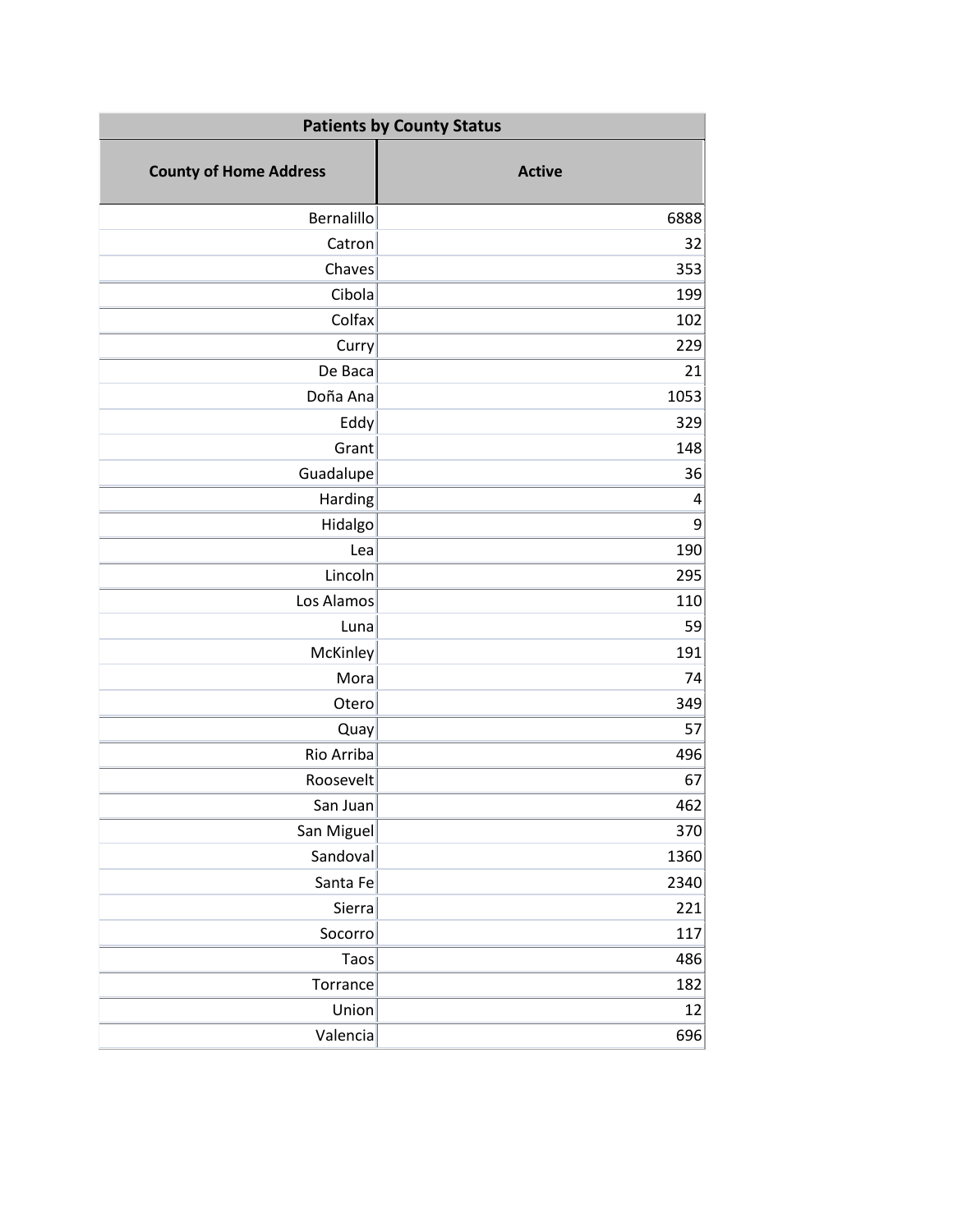| Patients by County Status | |
|---|---|
| **County of Home Address** | **Active** |
| Bernalillo | 6888 |
| Catron | 32 |
| Chaves | 353 |
| Cibola | 199 |
| Colfax | 102 |
| Curry | 229 |
| De Baca | 21 |
| Doña Ana | 1053 |
| Eddy | 329 |
| Grant | 148 |
| Guadalupe | 36 |
| Harding | 4 |
| Hidalgo | 9 |
| Lea | 190 |
| Lincoln | 295 |
| Los Alamos | 110 |
| Luna | 59 |
| McKinley | 191 |
| Mora | 74 |
| Otero | 349 |
| Quay | 57 |
| Rio Arriba | 496 |
| Roosevelt | 67 |
| San Juan | 462 |
| San Miguel | 370 |
| Sandoval | 1360 |
| Santa Fe | 2340 |
| Sierra | 221 |
| Socorro | 117 |
| Taos | 486 |
| Torrance | 182 |
| Union | 12 |
| Valencia | 696 |